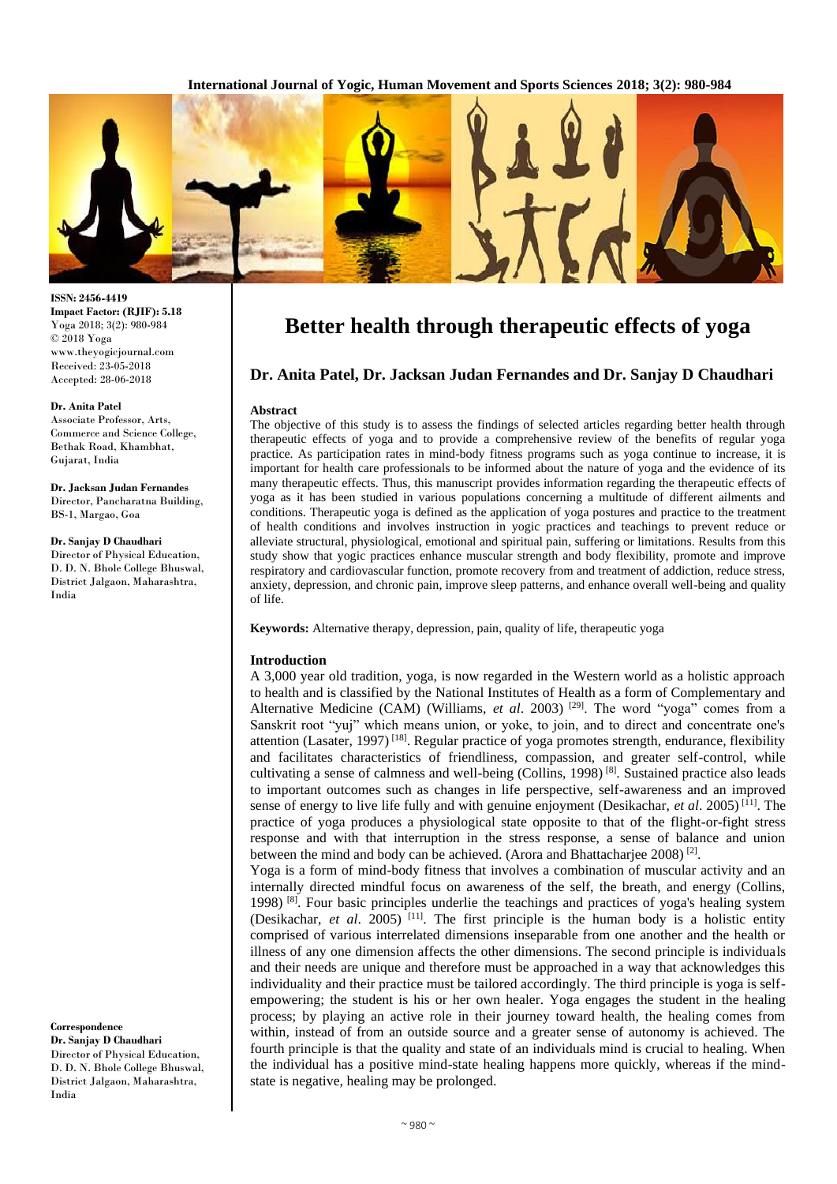ISSN: 2456-4419
Impact Factor: (RJIF): 5.18
Yoga 2018; 3(2): 980-984
© 2018 Yoga
www.theyogicjournal.com
Received: 23-05-2018
Accepted: 28-06-2018

**Dr. Anita Patel**
Associate Professor, Arts, Commerce and Science College, Bethak Road, Khambhat, Gujarat, India

**Dr. Jacksan Judan Fernandes**
Director, Pancharatna Building, BS-1, Margao, Goa

**Dr. Sanjay D Chaudhari**
Director of Physical Education, D. D. N. Bhole College Bhuswal, District Jalgaon, Maharashtra, India

**Correspondence**
**Dr. Sanjay D Chaudhari**
Director of Physical Education, D. D. N. Bhole College Bhuswal, District Jalgaon, Maharashtra, India

# Better health through therapeutic effects of yoga

## Dr. Anita Patel, Dr. Jacksan Judan Fernandes and Dr. Sanjay D Chaudhari

### Abstract

The objective of this study is to assess the findings of selected articles regarding better health through therapeutic effects of yoga and to provide a comprehensive review of the benefits of regular yoga practice. As participation rates in mind-body fitness programs such as yoga continue to increase, it is important for health care professionals to be informed about the nature of yoga and the evidence of its many therapeutic effects. Thus, this manuscript provides information regarding the therapeutic effects of yoga as it has been studied in various populations concerning a multitude of different ailments and conditions. Therapeutic yoga is defined as the application of yoga postures and practice to the treatment of health conditions and involves instruction in yogic practices and teachings to prevent reduce or alleviate structural, physiological, emotional and spiritual pain, suffering or limitations. Results from this study show that yogic practices enhance muscular strength and body flexibility, promote and improve respiratory and cardiovascular function, promote recovery from and treatment of addiction, reduce stress, anxiety, depression, and chronic pain, improve sleep patterns, and enhance overall well-being and quality of life.

**Keywords:** Alternative therapy, depression, pain, quality of life, therapeutic yoga

### Introduction

A 3,000 year old tradition, yoga, is now regarded in the Western world as a holistic approach to health and is classified by the National Institutes of Health as a form of Complementary and Alternative Medicine (CAM) (Williams, *et al*. 2003) [29]. The word "yoga" comes from a Sanskrit root "yuj" which means union, or yoke, to join, and to direct and concentrate one's attention (Lasater, 1997) [18]. Regular practice of yoga promotes strength, endurance, flexibility and facilitates characteristics of friendliness, compassion, and greater self-control, while cultivating a sense of calmness and well-being (Collins, 1998) [8]. Sustained practice also leads to important outcomes such as changes in life perspective, self-awareness and an improved sense of energy to live life fully and with genuine enjoyment (Desikachar, *et al*. 2005) [11]. The practice of yoga produces a physiological state opposite to that of the flight-or-fight stress response and with that interruption in the stress response, a sense of balance and union between the mind and body can be achieved. (Arora and Bhattacharjee 2008) [2].

Yoga is a form of mind-body fitness that involves a combination of muscular activity and an internally directed mindful focus on awareness of the self, the breath, and energy (Collins, 1998) [8]. Four basic principles underlie the teachings and practices of yoga's healing system (Desikachar, *et al*. 2005) [11]. The first principle is the human body is a holistic entity comprised of various interrelated dimensions inseparable from one another and the health or illness of any one dimension affects the other dimensions. The second principle is individuals and their needs are unique and therefore must be approached in a way that acknowledges this individuality and their practice must be tailored accordingly. The third principle is yoga is self-empowering; the student is his or her own healer. Yoga engages the student in the healing process; by playing an active role in their journey toward health, the healing comes from within, instead of from an outside source and a greater sense of autonomy is achieved. The fourth principle is that the quality and state of an individuals mind is crucial to healing. When the individual has a positive mind-state healing happens more quickly, whereas if the mind-state is negative, healing may be prolonged.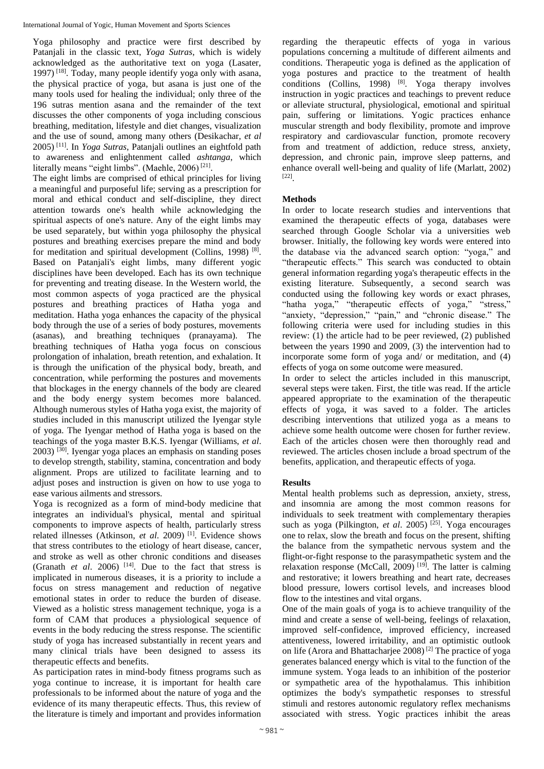Yoga philosophy and practice were first described by Patanjali in the classic text, *Yoga Sutras*, which is widely acknowledged as the authoritative text on yoga (Lasater, 1997) [18]. Today, many people identify yoga only with asana, the physical practice of yoga, but asana is just one of the many tools used for healing the individual; only three of the 196 sutras mention asana and the remainder of the text discusses the other components of yoga including conscious breathing, meditation, lifestyle and diet changes, visualization and the use of sound, among many others (Desikachar, *et al* 2005) [11]. In *Yoga Sutras*, Patanjali outlines an eightfold path to awareness and enlightenment called *ashtanga*, which literally means "eight limbs". (Maehle, 2006) [21].

The eight limbs are comprised of ethical principles for living a meaningful and purposeful life; serving as a prescription for moral and ethical conduct and self-discipline, they direct attention towards one's health while acknowledging the spiritual aspects of one's nature. Any of the eight limbs may be used separately, but within yoga philosophy the physical postures and breathing exercises prepare the mind and body for meditation and spiritual development (Collins, 1998) [8]. Based on Patanjali's eight limbs, many different yogic disciplines have been developed. Each has its own technique for preventing and treating disease. In the Western world, the most common aspects of yoga practiced are the physical postures and breathing practices of Hatha yoga and meditation. Hatha yoga enhances the capacity of the physical body through the use of a series of body postures, movements (asanas), and breathing techniques (pranayama). The breathing techniques of Hatha yoga focus on conscious prolongation of inhalation, breath retention, and exhalation. It is through the unification of the physical body, breath, and concentration, while performing the postures and movements that blockages in the energy channels of the body are cleared and the body energy system becomes more balanced. Although numerous styles of Hatha yoga exist, the majority of studies included in this manuscript utilized the Iyengar style of yoga. The Iyengar method of Hatha yoga is based on the teachings of the yoga master B.K.S. Iyengar (Williams, *et al*. 2003) [30]. Iyengar yoga places an emphasis on standing poses to develop strength, stability, stamina, concentration and body alignment. Props are utilized to facilitate learning and to adjust poses and instruction is given on how to use yoga to ease various ailments and stressors.

Yoga is recognized as a form of mind-body medicine that integrates an individual's physical, mental and spiritual components to improve aspects of health, particularly stress related illnesses (Atkinson, *et al*. 2009) [1]. Evidence shows that stress contributes to the etiology of heart disease, cancer, and stroke as well as other chronic conditions and diseases (Granath *et al*. 2006) [14]. Due to the fact that stress is implicated in numerous diseases, it is a priority to include a focus on stress management and reduction of negative emotional states in order to reduce the burden of disease. Viewed as a holistic stress management technique, yoga is a form of CAM that produces a physiological sequence of events in the body reducing the stress response. The scientific study of yoga has increased substantially in recent years and many clinical trials have been designed to assess its therapeutic effects and benefits.

As participation rates in mind-body fitness programs such as yoga continue to increase, it is important for health care professionals to be informed about the nature of yoga and the evidence of its many therapeutic effects. Thus, this review of the literature is timely and important and provides information regarding the therapeutic effects of yoga in various populations concerning a multitude of different ailments and conditions. Therapeutic yoga is defined as the application of yoga postures and practice to the treatment of health conditions (Collins, 1998) [8]. Yoga therapy involves instruction in yogic practices and teachings to prevent reduce or alleviate structural, physiological, emotional and spiritual pain, suffering or limitations. Yogic practices enhance muscular strength and body flexibility, promote and improve respiratory and cardiovascular function, promote recovery from and treatment of addiction, reduce stress, anxiety, depression, and chronic pain, improve sleep patterns, and enhance overall well-being and quality of life (Marlatt, 2002) [22].

## Methods

In order to locate research studies and interventions that examined the therapeutic effects of yoga, databases were searched through Google Scholar via a universities web browser. Initially, the following key words were entered into the database via the advanced search option: "yoga," and "therapeutic effects." This search was conducted to obtain general information regarding yoga's therapeutic effects in the existing literature. Subsequently, a second search was conducted using the following key words or exact phrases, "hatha yoga," "therapeutic effects of yoga," "stress," "anxiety, "depression," "pain," and "chronic disease." The following criteria were used for including studies in this review: (1) the article had to be peer reviewed, (2) published between the years 1990 and 2009, (3) the intervention had to incorporate some form of yoga and/ or meditation, and (4) effects of yoga on some outcome were measured.

In order to select the articles included in this manuscript, several steps were taken. First, the title was read. If the article appeared appropriate to the examination of the therapeutic effects of yoga, it was saved to a folder. The articles describing interventions that utilized yoga as a means to achieve some health outcome were chosen for further review. Each of the articles chosen were then thoroughly read and reviewed. The articles chosen include a broad spectrum of the benefits, application, and therapeutic effects of yoga.

## Results

Mental health problems such as depression, anxiety, stress, and insomnia are among the most common reasons for individuals to seek treatment with complementary therapies such as yoga (Pilkington, *et al*. 2005) [25]. Yoga encourages one to relax, slow the breath and focus on the present, shifting the balance from the sympathetic nervous system and the flight-or-fight response to the parasympathetic system and the relaxation response (McCall, 2009) [19]. The latter is calming and restorative; it lowers breathing and heart rate, decreases blood pressure, lowers cortisol levels, and increases blood flow to the intestines and vital organs.

One of the main goals of yoga is to achieve tranquility of the mind and create a sense of well-being, feelings of relaxation, improved self-confidence, improved efficiency, increased attentiveness, lowered irritability, and an optimistic outlook on life (Arora and Bhattacharjee 2008) [2] The practice of yoga generates balanced energy which is vital to the function of the immune system. Yoga leads to an inhibition of the posterior or sympathetic area of the hypothalamus. This inhibition optimizes the body's sympathetic responses to stressful stimuli and restores autonomic regulatory reflex mechanisms associated with stress. Yogic practices inhibit the areas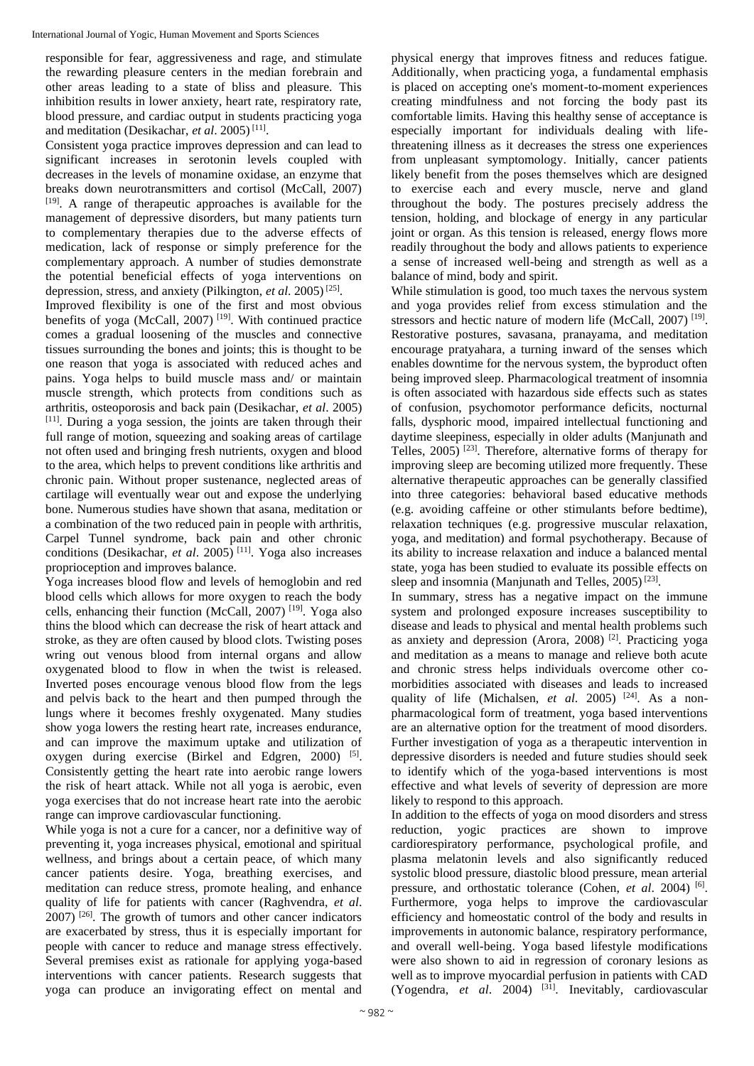responsible for fear, aggressiveness and rage, and stimulate the rewarding pleasure centers in the median forebrain and other areas leading to a state of bliss and pleasure. This inhibition results in lower anxiety, heart rate, respiratory rate, blood pressure, and cardiac output in students practicing yoga and meditation (Desikachar, *et al*. 2005) [11].

Consistent yoga practice improves depression and can lead to significant increases in serotonin levels coupled with decreases in the levels of monamine oxidase, an enzyme that breaks down neurotransmitters and cortisol (McCall, 2007) [19]. A range of therapeutic approaches is available for the management of depressive disorders, but many patients turn to complementary therapies due to the adverse effects of medication, lack of response or simply preference for the complementary approach. A number of studies demonstrate the potential beneficial effects of yoga interventions on depression, stress, and anxiety (Pilkington, *et al*. 2005) [25].

Improved flexibility is one of the first and most obvious benefits of yoga (McCall, 2007) [19]. With continued practice comes a gradual loosening of the muscles and connective tissues surrounding the bones and joints; this is thought to be one reason that yoga is associated with reduced aches and pains. Yoga helps to build muscle mass and/ or maintain muscle strength, which protects from conditions such as arthritis, osteoporosis and back pain (Desikachar, *et al*. 2005) [11]. During a yoga session, the joints are taken through their full range of motion, squeezing and soaking areas of cartilage not often used and bringing fresh nutrients, oxygen and blood to the area, which helps to prevent conditions like arthritis and chronic pain. Without proper sustenance, neglected areas of cartilage will eventually wear out and expose the underlying bone. Numerous studies have shown that asana, meditation or a combination of the two reduced pain in people with arthritis, Carpel Tunnel syndrome, back pain and other chronic conditions (Desikachar, *et al*. 2005) [11]. Yoga also increases proprioception and improves balance.

Yoga increases blood flow and levels of hemoglobin and red blood cells which allows for more oxygen to reach the body cells, enhancing their function (McCall, 2007) [19]. Yoga also thins the blood which can decrease the risk of heart attack and stroke, as they are often caused by blood clots. Twisting poses wring out venous blood from internal organs and allow oxygenated blood to flow in when the twist is released. Inverted poses encourage venous blood flow from the legs and pelvis back to the heart and then pumped through the lungs where it becomes freshly oxygenated. Many studies show yoga lowers the resting heart rate, increases endurance, and can improve the maximum uptake and utilization of oxygen during exercise (Birkel and Edgren, 2000) [5]. Consistently getting the heart rate into aerobic range lowers the risk of heart attack. While not all yoga is aerobic, even yoga exercises that do not increase heart rate into the aerobic range can improve cardiovascular functioning.

While yoga is not a cure for a cancer, nor a definitive way of preventing it, yoga increases physical, emotional and spiritual wellness, and brings about a certain peace, of which many cancer patients desire. Yoga, breathing exercises, and meditation can reduce stress, promote healing, and enhance quality of life for patients with cancer (Raghvendra, *et al*. 2007) [26]. The growth of tumors and other cancer indicators are exacerbated by stress, thus it is especially important for people with cancer to reduce and manage stress effectively. Several premises exist as rationale for applying yoga-based interventions with cancer patients. Research suggests that yoga can produce an invigorating effect on mental and physical energy that improves fitness and reduces fatigue. Additionally, when practicing yoga, a fundamental emphasis is placed on accepting one's moment-to-moment experiences creating mindfulness and not forcing the body past its comfortable limits. Having this healthy sense of acceptance is especially important for individuals dealing with life-threatening illness as it decreases the stress one experiences from unpleasant symptomology. Initially, cancer patients likely benefit from the poses themselves which are designed to exercise each and every muscle, nerve and gland throughout the body. The postures precisely address the tension, holding, and blockage of energy in any particular joint or organ. As this tension is released, energy flows more readily throughout the body and allows patients to experience a sense of increased well-being and strength as well as a balance of mind, body and spirit.

While stimulation is good, too much taxes the nervous system and yoga provides relief from excess stimulation and the stressors and hectic nature of modern life (McCall, 2007) [19]. Restorative postures, savasana, pranayama, and meditation encourage pratyahara, a turning inward of the senses which enables downtime for the nervous system, the byproduct often being improved sleep. Pharmacological treatment of insomnia is often associated with hazardous side effects such as states of confusion, psychomotor performance deficits, nocturnal falls, dysphoric mood, impaired intellectual functioning and daytime sleepiness, especially in older adults (Manjunath and Telles, 2005) [23]. Therefore, alternative forms of therapy for improving sleep are becoming utilized more frequently. These alternative therapeutic approaches can be generally classified into three categories: behavioral based educative methods (e.g. avoiding caffeine or other stimulants before bedtime), relaxation techniques (e.g. progressive muscular relaxation, yoga, and meditation) and formal psychotherapy. Because of its ability to increase relaxation and induce a balanced mental state, yoga has been studied to evaluate its possible effects on sleep and insomnia (Manjunath and Telles, 2005) [23].

In summary, stress has a negative impact on the immune system and prolonged exposure increases susceptibility to disease and leads to physical and mental health problems such as anxiety and depression (Arora, 2008) [2]. Practicing yoga and meditation as a means to manage and relieve both acute and chronic stress helps individuals overcome other co-morbidities associated with diseases and leads to increased quality of life (Michalsen, *et al*. 2005) [24]. As a non-pharmacological form of treatment, yoga based interventions are an alternative option for the treatment of mood disorders. Further investigation of yoga as a therapeutic intervention in depressive disorders is needed and future studies should seek to identify which of the yoga-based interventions is most effective and what levels of severity of depression are more likely to respond to this approach.

In addition to the effects of yoga on mood disorders and stress reduction, yogic practices are shown to improve cardiorespiratory performance, psychological profile, and plasma melatonin levels and also significantly reduced systolic blood pressure, diastolic blood pressure, mean arterial pressure, and orthostatic tolerance (Cohen, *et al*. 2004) [6]. Furthermore, yoga helps to improve the cardiovascular efficiency and homeostatic control of the body and results in improvements in autonomic balance, respiratory performance, and overall well-being. Yoga based lifestyle modifications were also shown to aid in regression of coronary lesions as well as to improve myocardial perfusion in patients with CAD (Yogendra, *et al*. 2004) [31]. Inevitably, cardiovascular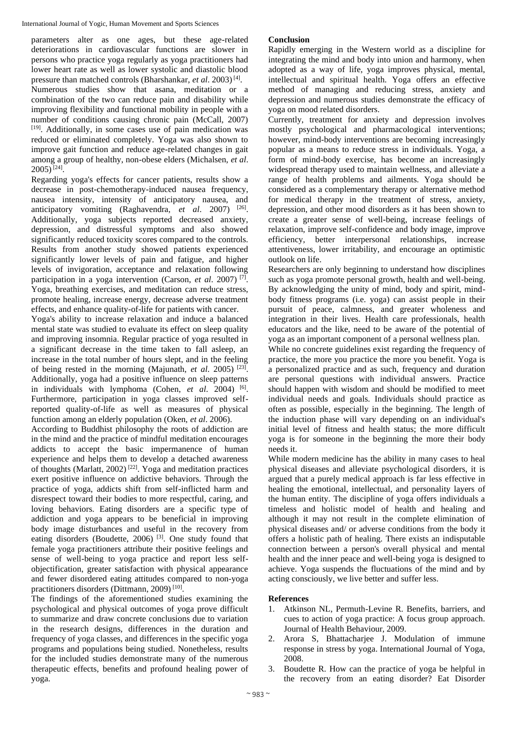parameters alter as one ages, but these age-related deteriorations in cardiovascular functions are slower in persons who practice yoga regularly as yoga practitioners had lower heart rate as well as lower systolic and diastolic blood pressure than matched controls (Bharshankar, *et al*. 2003) [4].

Numerous studies show that asana, meditation or a combination of the two can reduce pain and disability while improving flexibility and functional mobility in people with a number of conditions causing chronic pain (McCall, 2007) [19]. Additionally, in some cases use of pain medication was reduced or eliminated completely. Yoga was also shown to improve gait function and reduce age-related changes in gait among a group of healthy, non-obese elders (Michalsen, *et al*. 2005) [24].

Regarding yoga's effects for cancer patients, results show a decrease in post-chemotherapy-induced nausea frequency, nausea intensity, intensity of anticipatory nausea, and anticipatory vomiting (Raghavendra, *et al*. 2007) [26]. Additionally, yoga subjects reported decreased anxiety, depression, and distressful symptoms and also showed significantly reduced toxicity scores compared to the controls. Results from another study showed patients experienced significantly lower levels of pain and fatigue, and higher levels of invigoration, acceptance and relaxation following participation in a yoga intervention (Carson, *et al*. 2007) [7]. Yoga, breathing exercises, and meditation can reduce stress, promote healing, increase energy, decrease adverse treatment effects, and enhance quality-of-life for patients with cancer.

Yoga's ability to increase relaxation and induce a balanced mental state was studied to evaluate its effect on sleep quality and improving insomnia. Regular practice of yoga resulted in a significant decrease in the time taken to fall asleep, an increase in the total number of hours slept, and in the feeling of being rested in the morning (Majunath, *et al*. 2005) [23]. Additionally, yoga had a positive influence on sleep patterns in individuals with lymphoma (Cohen, *et al*. 2004) [6]. Furthermore, participation in yoga classes improved self-reported quality-of-life as well as measures of physical function among an elderly population (Oken, *et al*. 2006).

According to Buddhist philosophy the roots of addiction are in the mind and the practice of mindful meditation encourages addicts to accept the basic impermanence of human experience and helps them to develop a detached awareness of thoughts (Marlatt, 2002) [22]. Yoga and meditation practices exert positive influence on addictive behaviors. Through the practice of yoga, addicts shift from self-inflicted harm and disrespect toward their bodies to more respectful, caring, and loving behaviors. Eating disorders are a specific type of addiction and yoga appears to be beneficial in improving body image disturbances and useful in the recovery from eating disorders (Boudette, 2006) [3]. One study found that female yoga practitioners attribute their positive feelings and sense of well-being to yoga practice and report less self-objectification, greater satisfaction with physical appearance and fewer disordered eating attitudes compared to non-yoga practitioners disorders (Dittmann, 2009) [10].

The findings of the aforementioned studies examining the psychological and physical outcomes of yoga prove difficult to summarize and draw concrete conclusions due to variation in the research designs, differences in the duration and frequency of yoga classes, and differences in the specific yoga programs and populations being studied. Nonetheless, results for the included studies demonstrate many of the numerous therapeutic effects, benefits and profound healing power of yoga.

## Conclusion

Rapidly emerging in the Western world as a discipline for integrating the mind and body into union and harmony, when adopted as a way of life, yoga improves physical, mental, intellectual and spiritual health. Yoga offers an effective method of managing and reducing stress, anxiety and depression and numerous studies demonstrate the efficacy of yoga on mood related disorders.

Currently, treatment for anxiety and depression involves mostly psychological and pharmacological interventions; however, mind-body interventions are becoming increasingly popular as a means to reduce stress in individuals. Yoga, a form of mind-body exercise, has become an increasingly widespread therapy used to maintain wellness, and alleviate a range of health problems and ailments. Yoga should be considered as a complementary therapy or alternative method for medical therapy in the treatment of stress, anxiety, depression, and other mood disorders as it has been shown to create a greater sense of well-being, increase feelings of relaxation, improve self-confidence and body image, improve efficiency, better interpersonal relationships, increase attentiveness, lower irritability, and encourage an optimistic outlook on life.

Researchers are only beginning to understand how disciplines such as yoga promote personal growth, health and well-being. By acknowledging the unity of mind, body and spirit, mind-body fitness programs (i.e. yoga) can assist people in their pursuit of peace, calmness, and greater wholeness and integration in their lives. Health care professionals, health educators and the like, need to be aware of the potential of yoga as an important component of a personal wellness plan.

While no concrete guidelines exist regarding the frequency of practice, the more you practice the more you benefit. Yoga is a personalized practice and as such, frequency and duration are personal questions with individual answers. Practice should happen with wisdom and should be modified to meet individual needs and goals. Individuals should practice as often as possible, especially in the beginning. The length of the induction phase will vary depending on an individual's initial level of fitness and health status; the more difficult yoga is for someone in the beginning the more their body needs it.

While modern medicine has the ability in many cases to heal physical diseases and alleviate psychological disorders, it is argued that a purely medical approach is far less effective in healing the emotional, intellectual, and personality layers of the human entity. The discipline of yoga offers individuals a timeless and holistic model of health and healing and although it may not result in the complete elimination of physical diseases and/ or adverse conditions from the body it offers a holistic path of healing. There exists an indisputable connection between a person's overall physical and mental health and the inner peace and well-being yoga is designed to achieve. Yoga suspends the fluctuations of the mind and by acting consciously, we live better and suffer less.

## References

1. Atkinson NL, Permuth-Levine R. Benefits, barriers, and cues to action of yoga practice: A focus group approach. Journal of Health Behaviour, 2009.
2. Arora S, Bhattacharjee J. Modulation of immune response in stress by yoga. International Journal of Yoga, 2008.
3. Boudette R. How can the practice of yoga be helpful in the recovery from an eating disorder? Eat Disorder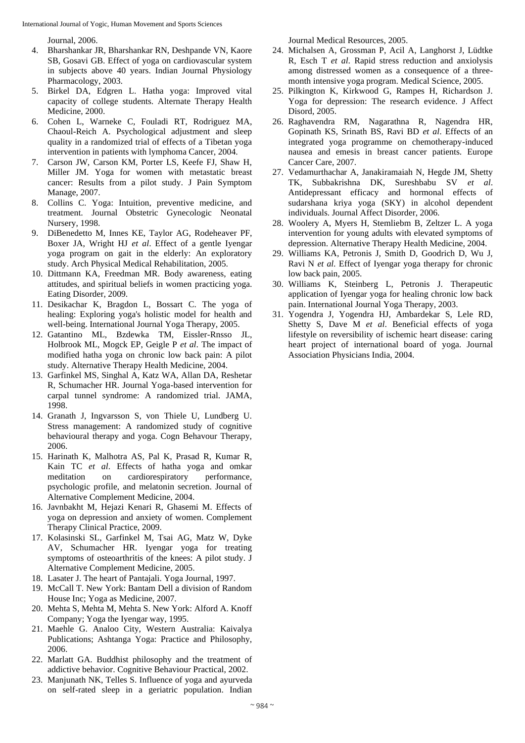Journal, 2006.

4. Bharshankar JR, Bharshankar RN, Deshpande VN, Kaore SB, Gosavi GB. Effect of yoga on cardiovascular system in subjects above 40 years. Indian Journal Physiology Pharmacology, 2003.
5. Birkel DA, Edgren L. Hatha yoga: Improved vital capacity of college students. Alternate Therapy Health Medicine, 2000.
6. Cohen L, Warneke C, Fouladi RT, Rodriguez MA, Chaoul-Reich A. Psychological adjustment and sleep quality in a randomized trial of effects of a Tibetan yoga intervention in patients with lymphoma Cancer, 2004.
7. Carson JW, Carson KM, Porter LS, Keefe FJ, Shaw H, Miller JM. Yoga for women with metastatic breast cancer: Results from a pilot study. J Pain Symptom Manage, 2007.
8. Collins C. Yoga: Intuition, preventive medicine, and treatment. Journal Obstetric Gynecologic Neonatal Nursery, 1998.
9. DiBenedetto M, Innes KE, Taylor AG, Rodeheaver PF, Boxer JA, Wright HJ *et al*. Effect of a gentle Iyengar yoga program on gait in the elderly: An exploratory study. Arch Physical Medical Rehabilitation, 2005.
10. Dittmann KA, Freedman MR. Body awareness, eating attitudes, and spiritual beliefs in women practicing yoga. Eating Disorder, 2009.
11. Desikachar K, Bragdon L, Bossart C. The yoga of healing: Exploring yoga's holistic model for health and well-being. International Journal Yoga Therapy, 2005.
12. Gatantino ML, Bzdewka TM, Eissler-Rnsso JL, Holbrook ML, Mogck EP, Geigle P *et al*. The impact of modified hatha yoga on chronic low back pain: A pilot study. Alternative Therapy Health Medicine, 2004.
13. Garfinkel MS, Singhal A, Katz WA, Allan DA, Reshetar R, Schumacher HR. Journal Yoga-based intervention for carpal tunnel syndrome: A randomized trial. JAMA, 1998.
14. Granath J, Ingvarsson S, von Thiele U, Lundberg U. Stress management: A randomized study of cognitive behavioural therapy and yoga. Cogn Behavour Therapy, 2006.
15. Harinath K, Malhotra AS, Pal K, Prasad R, Kumar R, Kain TC *et al*. Effects of hatha yoga and omkar meditation on cardiorespiratory performance, psychologic profile, and melatonin secretion. Journal of Alternative Complement Medicine, 2004.
16. Javnbakht M, Hejazi Kenari R, Ghasemi M. Effects of yoga on depression and anxiety of women. Complement Therapy Clinical Practice, 2009.
17. Kolasinski SL, Garfinkel M, Tsai AG, Matz W, Dyke AV, Schumacher HR. Iyengar yoga for treating symptoms of osteoarthritis of the knees: A pilot study. J Alternative Complement Medicine, 2005.
18. Lasater J. The heart of Pantajali. Yoga Journal, 1997.
19. McCall T. New York: Bantam Dell a division of Random House Inc; Yoga as Medicine, 2007.
20. Mehta S, Mehta M, Mehta S. New York: Alford A. Knoff Company; Yoga the Iyengar way, 1995.
21. Maehle G. Analoo City, Western Australia: Kaivalya Publications; Ashtanga Yoga: Practice and Philosophy, 2006.
22. Marlatt GA. Buddhist philosophy and the treatment of addictive behavior. Cognitive Behaviour Practical, 2002.
23. Manjunath NK, Telles S. Influence of yoga and ayurveda on self-rated sleep in a geriatric population. Indian Journal Medical Resources, 2005.
24. Michalsen A, Grossman P, Acil A, Langhorst J, Lüdtke R, Esch T *et al*. Rapid stress reduction and anxiolysis among distressed women as a consequence of a three-month intensive yoga program. Medical Science, 2005.
25. Pilkington K, Kirkwood G, Rampes H, Richardson J. Yoga for depression: The research evidence. J Affect Disord, 2005.
26. Raghavendra RM, Nagarathna R, Nagendra HR, Gopinath KS, Srinath BS, Ravi BD *et al*. Effects of an integrated yoga programme on chemotherapy-induced nausea and emesis in breast cancer patients. Europe Cancer Care, 2007.
27. Vedamurthachar A, Janakiramaiah N, Hegde JM, Shetty TK, Subbakrishna DK, Sureshbabu SV *et al*. Antidepressant efficacy and hormonal effects of sudarshana kriya yoga (SKY) in alcohol dependent individuals. Journal Affect Disorder, 2006.
28. Woolery A, Myers H, Stemliebm B, Zeltzer L. A yoga intervention for young adults with elevated symptoms of depression. Alternative Therapy Health Medicine, 2004.
29. Williams KA, Petronis J, Smith D, Goodrich D, Wu J, Ravi N *et al.* Effect of Iyengar yoga therapy for chronic low back pain, 2005.
30. Williams K, Steinberg L, Petronis J. Therapeutic application of Iyengar yoga for healing chronic low back pain. International Journal Yoga Therapy, 2003.
31. Yogendra J, Yogendra HJ, Ambardekar S, Lele RD, Shetty S, Dave M *et al*. Beneficial effects of yoga lifestyle on reversibility of ischemic heart disease: caring heart project of international board of yoga. Journal Association Physicians India, 2004.